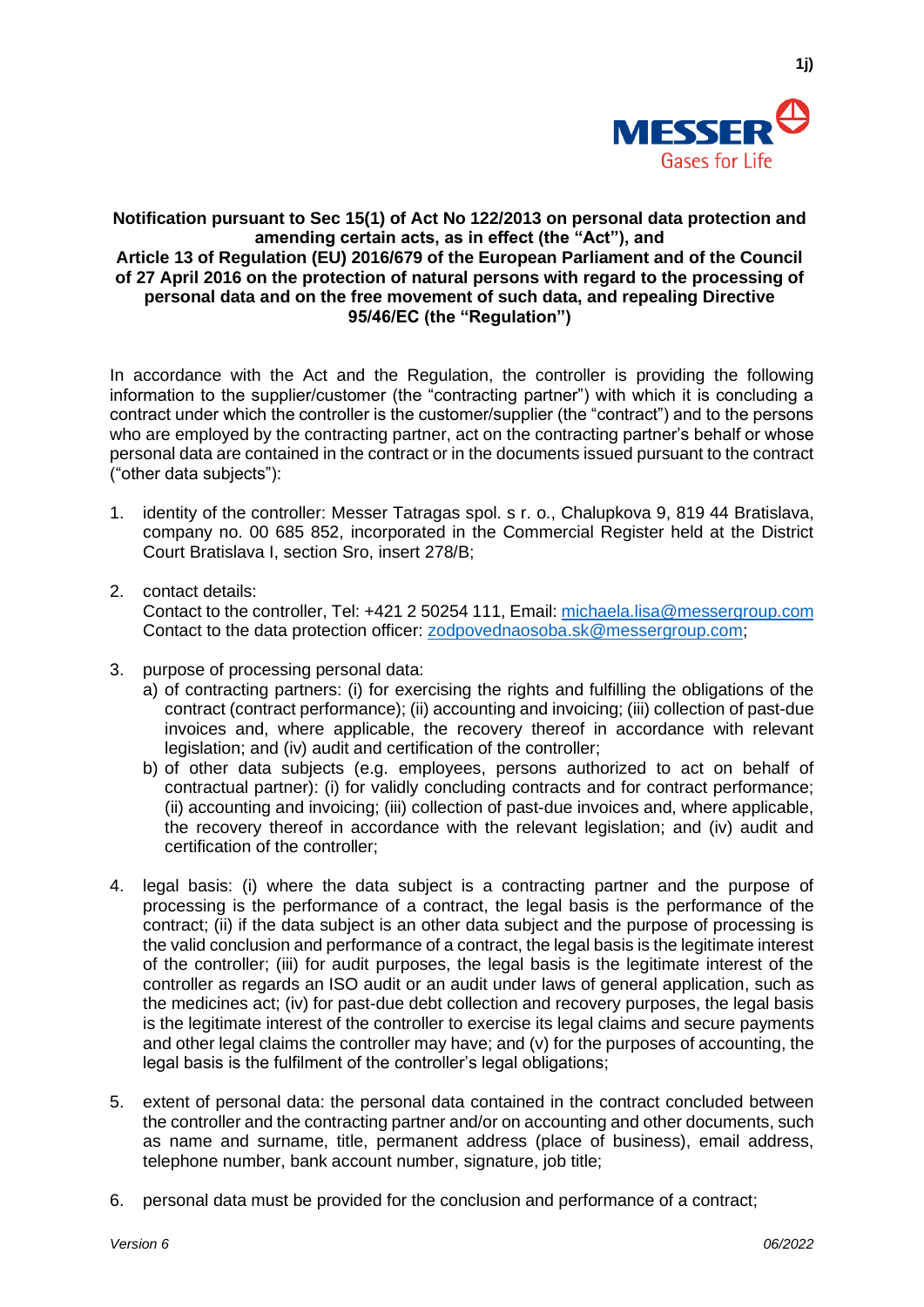**Notification pursuant to Sec 15(1) of Act No 122/2013 on personal data protection and amending certain acts, as in effect (the "Act"), and Article 13 of Regulation (EU) 2016/679 of the European Parliament and of the Council of 27 April 2016 on the protection of natural persons with regard to the processing of personal data and on the free movement of such data, and repealing Directive 95/46/EC (the "Regulation")**

In accordance with the Act and the Regulation, the controller is providing the following information to the supplier/customer (the "contracting partner") with which it is concluding a contract under which the controller is the customer/supplier (the "contract") and to the persons who are employed by the contracting partner, act on the contracting partner's behalf or whose personal data are contained in the contract or in the documents issued pursuant to the contract ("other data subjects"):

1. identity of the controller: Messer Tatragas spol. s r. o., Chalupkova 9, 819 44 Bratislava, company no. 00 685 852, incorporated in the Commercial Register held at the District Court Bratislava I, section Sro, insert 278/B;

2. contact details:
   Contact to the controller, Tel: +421 2 50254 111, Email: michaela.lisa@messergroup.com
   Contact to the data protection officer: zodpovednaosoba.sk@messergroup.com;

3. purpose of processing personal data:
   a) of contracting partners: (i) for exercising the rights and fulfilling the obligations of the contract (contract performance); (ii) accounting and invoicing; (iii) collection of past-due invoices and, where applicable, the recovery thereof in accordance with relevant legislation; and (iv) audit and certification of the controller;
   b) of other data subjects (e.g. employees, persons authorized to act on behalf of contractual partner): (i) for validly concluding contracts and for contract performance; (ii) accounting and invoicing; (iii) collection of past-due invoices and, where applicable, the recovery thereof in accordance with the relevant legislation; and (iv) audit and certification of the controller;

4. legal basis: (i) where the data subject is a contracting partner and the purpose of processing is the performance of a contract, the legal basis is the performance of the contract; (ii) if the data subject is an other data subject and the purpose of processing is the valid conclusion and performance of a contract, the legal basis is the legitimate interest of the controller; (iii) for audit purposes, the legal basis is the legitimate interest of the controller as regards an ISO audit or an audit under laws of general application, such as the medicines act; (iv) for past-due debt collection and recovery purposes, the legal basis is the legitimate interest of the controller to exercise its legal claims and secure payments and other legal claims the controller may have; and (v) for the purposes of accounting, the legal basis is the fulfilment of the controller's legal obligations;

5. extent of personal data: the personal data contained in the contract concluded between the controller and the contracting partner and/or on accounting and other documents, such as name and surname, title, permanent address (place of business), email address, telephone number, bank account number, signature, job title;

6. personal data must be provided for the conclusion and performance of a contract;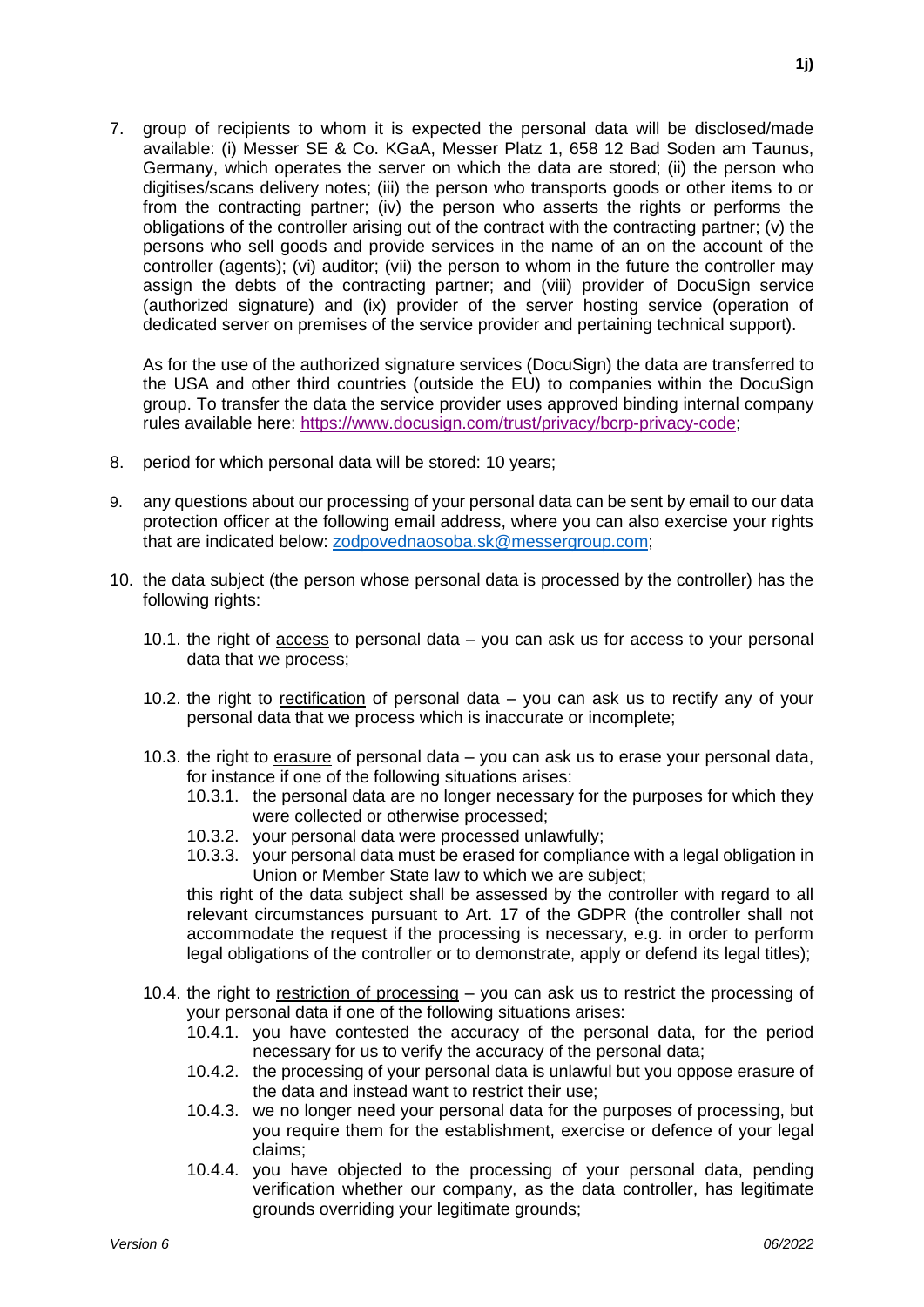7. group of recipients to whom it is expected the personal data will be disclosed/made available: (i) Messer SE & Co. KGaA, Messer Platz 1, 658 12 Bad Soden am Taunus, Germany, which operates the server on which the data are stored; (ii) the person who digitises/scans delivery notes; (iii) the person who transports goods or other items to or from the contracting partner; (iv) the person who asserts the rights or performs the obligations of the controller arising out of the contract with the contracting partner; (v) the persons who sell goods and provide services in the name of an on the account of the controller (agents); (vi) auditor; (vii) the person to whom in the future the controller may assign the debts of the contracting partner; and (viii) provider of DocuSign service (authorized signature) and (ix) provider of the server hosting service (operation of dedicated server on premises of the service provider and pertaining technical support).

   As for the use of the authorized signature services (DocuSign) the data are transferred to the USA and other third countries (outside the EU) to companies within the DocuSign group. To transfer the data the service provider uses approved binding internal company rules available here: https://www.docusign.com/trust/privacy/bcrp-privacy-code;

8. period for which personal data will be stored: 10 years;

9. any questions about our processing of your personal data can be sent by email to our data protection officer at the following email address, where you can also exercise your rights that are indicated below: zodpovednaosoba.sk@messergroup.com;

10. the data subject (the person whose personal data is processed by the controller) has the following rights:

    10.1. the right of access to personal data – you can ask us for access to your personal data that we process;

    10.2. the right to rectification of personal data – you can ask us to rectify any of your personal data that we process which is inaccurate or incomplete;

    10.3. the right to erasure of personal data – you can ask us to erase your personal data, for instance if one of the following situations arises:
    - 10.3.1. the personal data are no longer necessary for the purposes for which they were collected or otherwise processed;
    - 10.3.2. your personal data were processed unlawfully;
    - 10.3.3. your personal data must be erased for compliance with a legal obligation in Union or Member State law to which we are subject;

    this right of the data subject shall be assessed by the controller with regard to all relevant circumstances pursuant to Art. 17 of the GDPR (the controller shall not accommodate the request if the processing is necessary, e.g. in order to perform legal obligations of the controller or to demonstrate, apply or defend its legal titles);

    10.4. the right to restriction of processing – you can ask us to restrict the processing of your personal data if one of the following situations arises:
    - 10.4.1. you have contested the accuracy of the personal data, for the period necessary for us to verify the accuracy of the personal data;
    - 10.4.2. the processing of your personal data is unlawful but you oppose erasure of the data and instead want to restrict their use;
    - 10.4.3. we no longer need your personal data for the purposes of processing, but you require them for the establishment, exercise or defence of your legal claims;
    - 10.4.4. you have objected to the processing of your personal data, pending verification whether our company, as the data controller, has legitimate grounds overriding your legitimate grounds;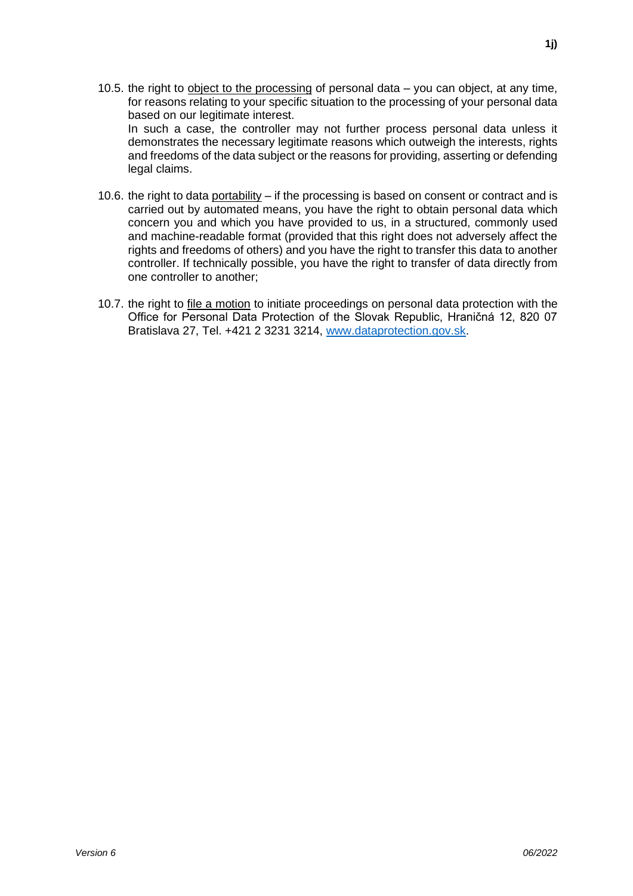10.5. the right to object to the processing of personal data – you can object, at any time, for reasons relating to your specific situation to the processing of your personal data based on our legitimate interest.
In such a case, the controller may not further process personal data unless it demonstrates the necessary legitimate reasons which outweigh the interests, rights and freedoms of the data subject or the reasons for providing, asserting or defending legal claims.

10.6. the right to data portability – if the processing is based on consent or contract and is carried out by automated means, you have the right to obtain personal data which concern you and which you have provided to us, in a structured, commonly used and machine-readable format (provided that this right does not adversely affect the rights and freedoms of others) and you have the right to transfer this data to another controller. If technically possible, you have the right to transfer of data directly from one controller to another;

10.7. the right to file a motion to initiate proceedings on personal data protection with the Office for Personal Data Protection of the Slovak Republic, Hraničná 12, 820 07 Bratislava 27, Tel. +421 2 3231 3214, [www.dataprotection.gov.sk](http://www.dataprotection.gov.sk).